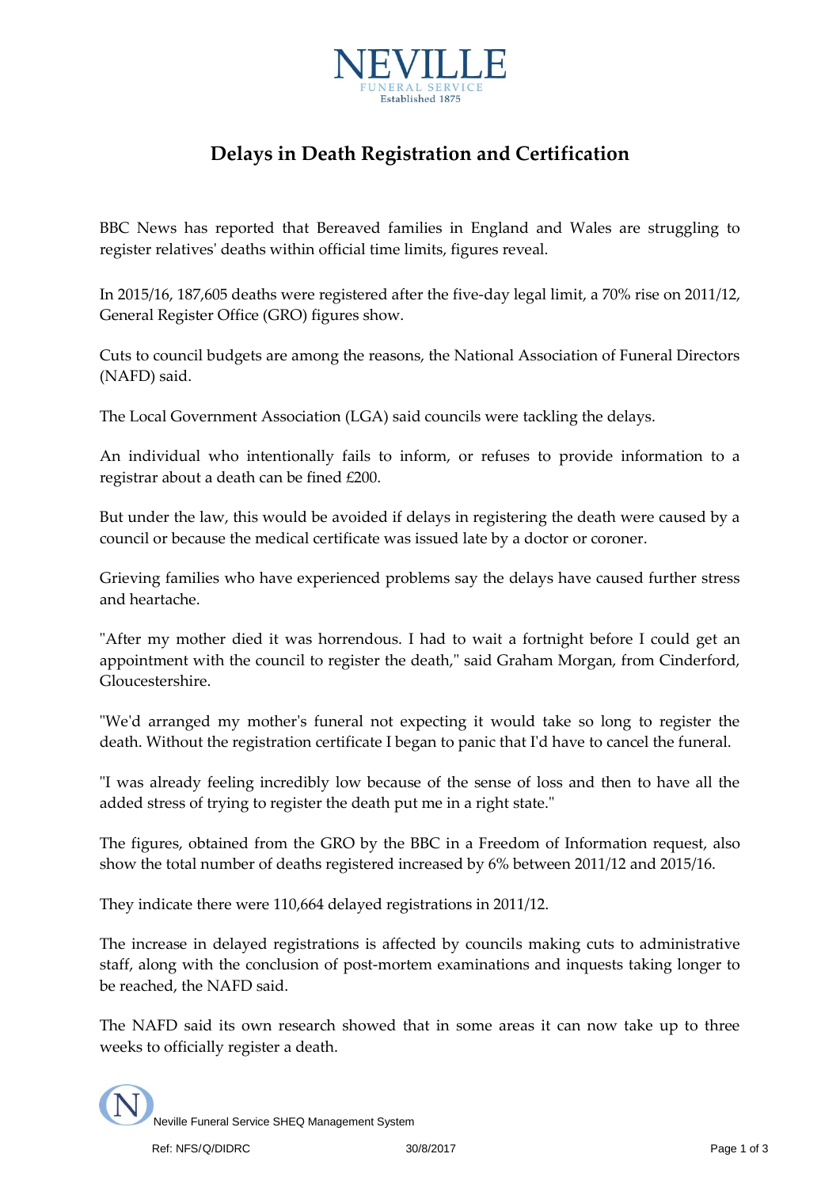# NEVILLE

FUNERAL SERVICE
Established 1875

## Delays in Death Registration and Certification

BBC News has reported that Bereaved families in England and Wales are struggling to register relatives' deaths within official time limits, figures reveal.

In 2015/16, 187,605 deaths were registered after the five-day legal limit, a 70% rise on 2011/12, General Register Office (GRO) figures show.

Cuts to council budgets are among the reasons, the National Association of Funeral Directors (NAFD) said.

The Local Government Association (LGA) said councils were tackling the delays.

An individual who intentionally fails to inform, or refuses to provide information to a registrar about a death can be fined £200.

But under the law, this would be avoided if delays in registering the death were caused by a council or because the medical certificate was issued late by a doctor or coroner.

Grieving families who have experienced problems say the delays have caused further stress and heartache.

"After my mother died it was horrendous. I had to wait a fortnight before I could get an appointment with the council to register the death," said Graham Morgan, from Cinderford, Gloucestershire.

"We'd arranged my mother's funeral not expecting it would take so long to register the death. Without the registration certificate I began to panic that I'd have to cancel the funeral.

"I was already feeling incredibly low because of the sense of loss and then to have all the added stress of trying to register the death put me in a right state."

The figures, obtained from the GRO by the BBC in a Freedom of Information request, also show the total number of deaths registered increased by 6% between 2011/12 and 2015/16.

They indicate there were 110,664 delayed registrations in 2011/12.

The increase in delayed registrations is affected by councils making cuts to administrative staff, along with the conclusion of post-mortem examinations and inquests taking longer to be reached, the NAFD said.

The NAFD said its own research showed that in some areas it can now take up to three weeks to officially register a death.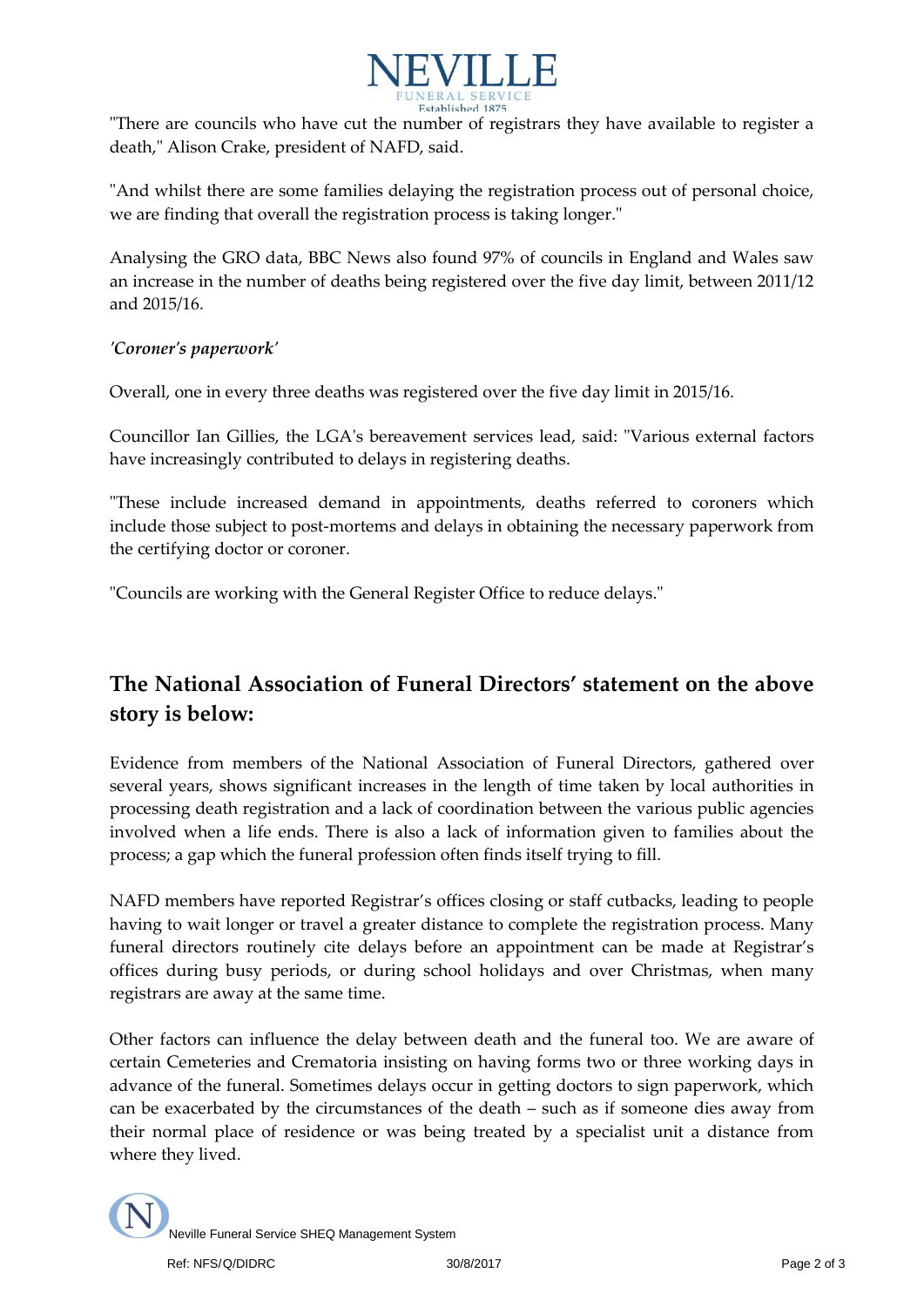"There are councils who have cut the number of registrars they have available to register a death," Alison Crake, president of NAFD, said.

"And whilst there are some families delaying the registration process out of personal choice, we are finding that overall the registration process is taking longer."

Analysing the GRO data, BBC News also found 97% of councils in England and Wales saw an increase in the number of deaths being registered over the five day limit, between 2011/12 and 2015/16.

*'Coroner's paperwork'*

Overall, one in every three deaths was registered over the five day limit in 2015/16.

Councillor Ian Gillies, the LGA's bereavement services lead, said: "Various external factors have increasingly contributed to delays in registering deaths.

"These include increased demand in appointments, deaths referred to coroners which include those subject to post-mortems and delays in obtaining the necessary paperwork from the certifying doctor or coroner.

"Councils are working with the General Register Office to reduce delays."

## The National Association of Funeral Directors' statement on the above story is below:

Evidence from members of the National Association of Funeral Directors, gathered over several years, shows significant increases in the length of time taken by local authorities in processing death registration and a lack of coordination between the various public agencies involved when a life ends. There is also a lack of information given to families about the process; a gap which the funeral profession often finds itself trying to fill.

NAFD members have reported Registrar's offices closing or staff cutbacks, leading to people having to wait longer or travel a greater distance to complete the registration process. Many funeral directors routinely cite delays before an appointment can be made at Registrar's offices during busy periods, or during school holidays and over Christmas, when many registrars are away at the same time.

Other factors can influence the delay between death and the funeral too. We are aware of certain Cemeteries and Crematoria insisting on having forms two or three working days in advance of the funeral. Sometimes delays occur in getting doctors to sign paperwork, which can be exacerbated by the circumstances of the death – such as if someone dies away from their normal place of residence or was being treated by a specialist unit a distance from where they lived.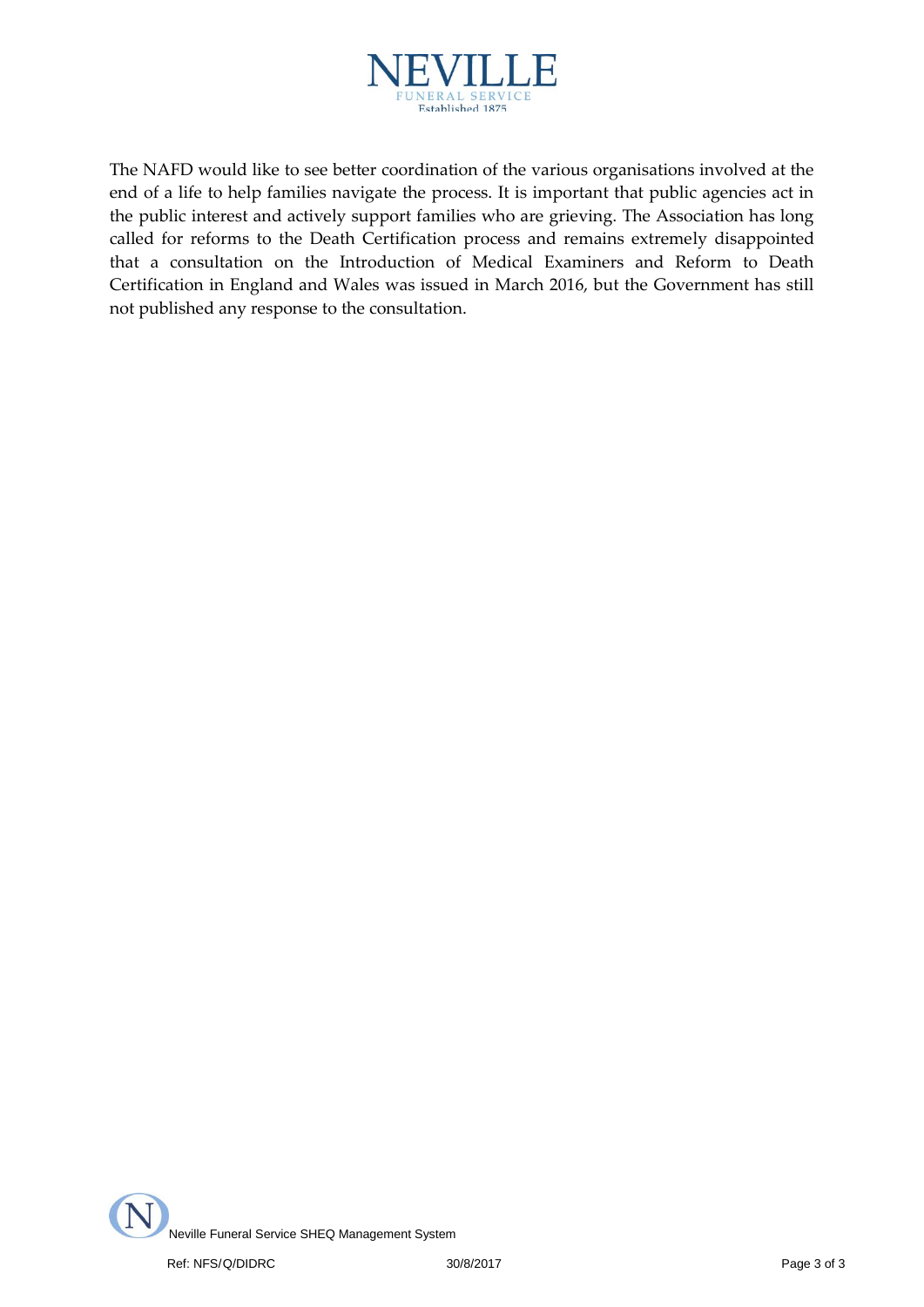The NAFD would like to see better coordination of the various organisations involved at the end of a life to help families navigate the process. It is important that public agencies act in the public interest and actively support families who are grieving. The Association has long called for reforms to the Death Certification process and remains extremely disappointed that a consultation on the Introduction of Medical Examiners and Reform to Death Certification in England and Wales was issued in March 2016, but the Government has still not published any response to the consultation.